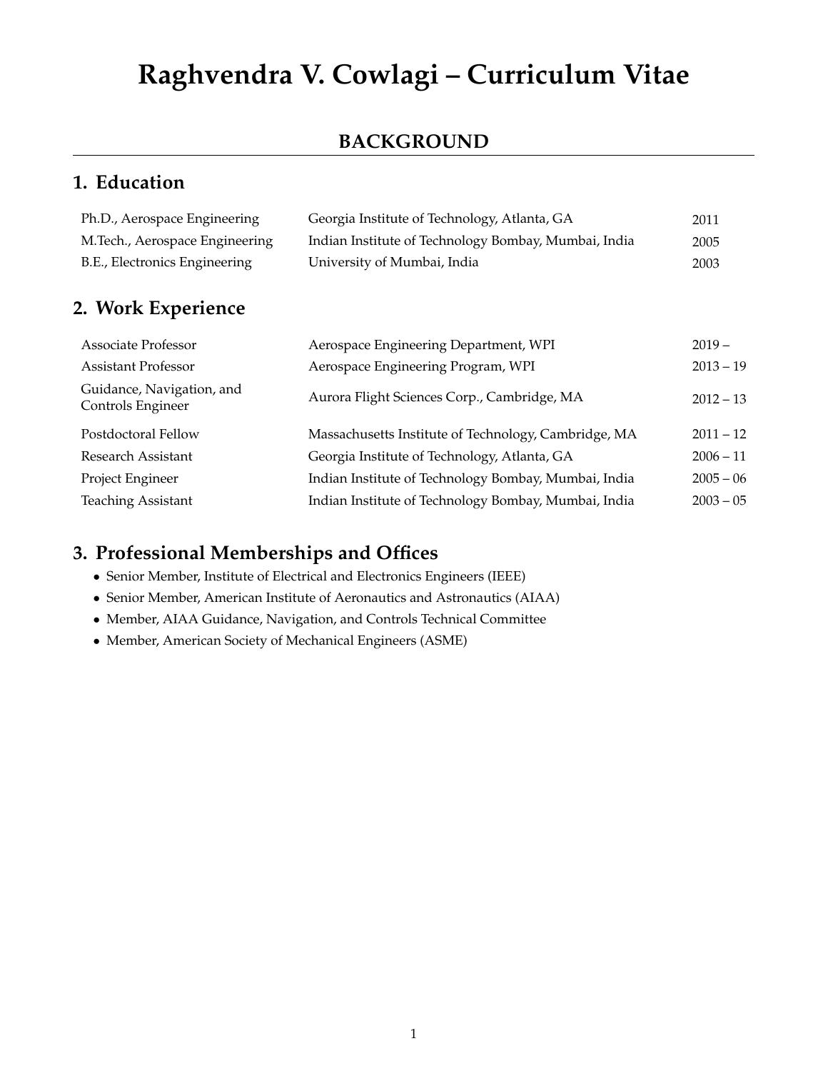# Raghvendra V. Cowlagi – Curriculum Vitae

## BACKGROUND

### 1. Education

| | | |
|---|---|---|
| Ph.D., Aerospace Engineering | Georgia Institute of Technology, Atlanta, GA | 2011 |
| M.Tech., Aerospace Engineering | Indian Institute of Technology Bombay, Mumbai, India | 2005 |
| B.E., Electronics Engineering | University of Mumbai, India | 2003 |

### 2. Work Experience

| | | |
|---|---|---|
| Associate Professor | Aerospace Engineering Department, WPI | 2019 – |
| Assistant Professor | Aerospace Engineering Program, WPI | 2013 – 19 |
| Guidance, Navigation, and Controls Engineer | Aurora Flight Sciences Corp., Cambridge, MA | 2012 – 13 |
| Postdoctoral Fellow | Massachusetts Institute of Technology, Cambridge, MA | 2011 – 12 |
| Research Assistant | Georgia Institute of Technology, Atlanta, GA | 2006 – 11 |
| Project Engineer | Indian Institute of Technology Bombay, Mumbai, India | 2005 – 06 |
| Teaching Assistant | Indian Institute of Technology Bombay, Mumbai, India | 2003 – 05 |

### 3. Professional Memberships and Offices

- Senior Member, Institute of Electrical and Electronics Engineers (IEEE)
- Senior Member, American Institute of Aeronautics and Astronautics (AIAA)
- Member, AIAA Guidance, Navigation, and Controls Technical Committee
- Member, American Society of Mechanical Engineers (ASME)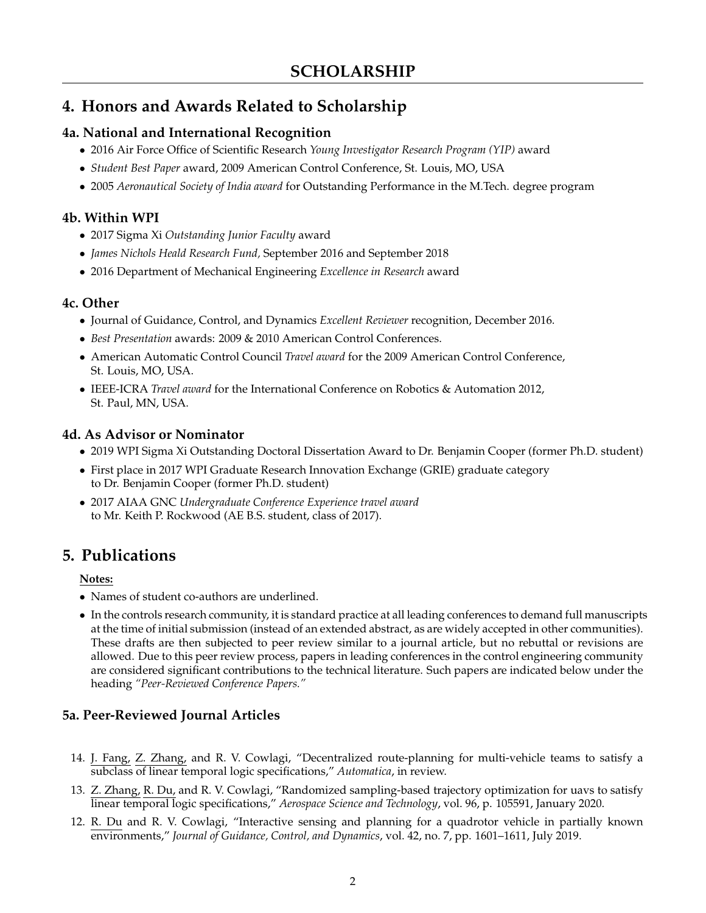# SCHOLARSHIP

## 4. Honors and Awards Related to Scholarship

### 4a. National and International Recognition

- 2016 Air Force Office of Scientific Research *Young Investigator Research Program (YIP)* award
- *Student Best Paper* award, 2009 American Control Conference, St. Louis, MO, USA
- 2005 *Aeronautical Society of India award* for Outstanding Performance in the M.Tech. degree program

### 4b. Within WPI

- 2017 Sigma Xi *Outstanding Junior Faculty* award
- *James Nichols Heald Research Fund,* September 2016 and September 2018
- 2016 Department of Mechanical Engineering *Excellence in Research* award

### 4c. Other

- Journal of Guidance, Control, and Dynamics *Excellent Reviewer* recognition, December 2016.
- *Best Presentation* awards: 2009 & 2010 American Control Conferences.
- American Automatic Control Council *Travel award* for the 2009 American Control Conference, St. Louis, MO, USA.
- IEEE-ICRA *Travel award* for the International Conference on Robotics & Automation 2012, St. Paul, MN, USA.

### 4d. As Advisor or Nominator

- 2019 WPI Sigma Xi Outstanding Doctoral Dissertation Award to Dr. Benjamin Cooper (former Ph.D. student)
- First place in 2017 WPI Graduate Research Innovation Exchange (GRIE) graduate category to Dr. Benjamin Cooper (former Ph.D. student)
- 2017 AIAA GNC *Undergraduate Conference Experience travel award* to Mr. Keith P. Rockwood (AE B.S. student, class of 2017).

## 5. Publications

**Notes:**

- Names of student co-authors are underlined.
- In the controls research community, it is standard practice at all leading conferences to demand full manuscripts at the time of initial submission (instead of an extended abstract, as are widely accepted in other communities). These drafts are then subjected to peer review similar to a journal article, but no rebuttal or revisions are allowed. Due to this peer review process, papers in leading conferences in the control engineering community are considered significant contributions to the technical literature. Such papers are indicated below under the heading *"Peer-Reviewed Conference Papers."*

### 5a. Peer-Reviewed Journal Articles

14. <u>J. Fang,</u> <u>Z. Zhang,</u> and R. V. Cowlagi, "Decentralized route-planning for multi-vehicle teams to satisfy a subclass of linear temporal logic specifications," *Automatica*, in review.
13. <u>Z. Zhang,</u> <u>R. Du,</u> and R. V. Cowlagi, "Randomized sampling-based trajectory optimization for uavs to satisfy linear temporal logic specifications," *Aerospace Science and Technology*, vol. 96, p. 105591, January 2020.
12. <u>R. Du</u> and R. V. Cowlagi, "Interactive sensing and planning for a quadrotor vehicle in partially known environments," *Journal of Guidance, Control, and Dynamics*, vol. 42, no. 7, pp. 1601–1611, July 2019.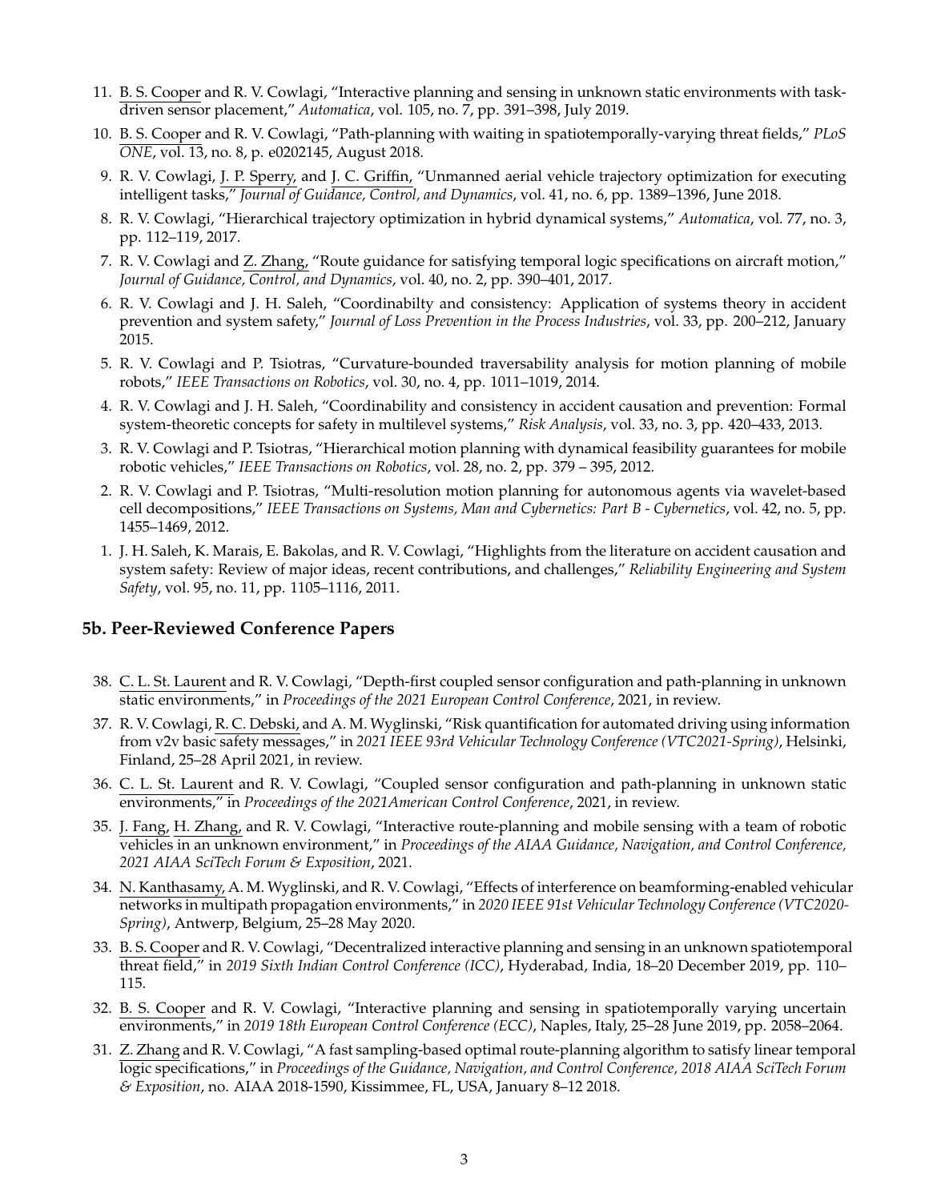11. B. S. Cooper and R. V. Cowlagi, "Interactive planning and sensing in unknown static environments with task-driven sensor placement," *Automatica*, vol. 105, no. 7, pp. 391–398, July 2019.
10. B. S. Cooper and R. V. Cowlagi, "Path-planning with waiting in spatiotemporally-varying threat fields," *PLoS ONE*, vol. 13, no. 8, p. e0202145, August 2018.
9. R. V. Cowlagi, J. P. Sperry, and J. C. Griffin, "Unmanned aerial vehicle trajectory optimization for executing intelligent tasks," *Journal of Guidance, Control, and Dynamics*, vol. 41, no. 6, pp. 1389–1396, June 2018.
8. R. V. Cowlagi, "Hierarchical trajectory optimization in hybrid dynamical systems," *Automatica*, vol. 77, no. 3, pp. 112–119, 2017.
7. R. V. Cowlagi and Z. Zhang, "Route guidance for satisfying temporal logic specifications on aircraft motion," *Journal of Guidance, Control, and Dynamics*, vol. 40, no. 2, pp. 390–401, 2017.
6. R. V. Cowlagi and J. H. Saleh, "Coordinabilty and consistency: Application of systems theory in accident prevention and system safety," *Journal of Loss Prevention in the Process Industries*, vol. 33, pp. 200–212, January 2015.
5. R. V. Cowlagi and P. Tsiotras, "Curvature-bounded traversability analysis for motion planning of mobile robots," *IEEE Transactions on Robotics*, vol. 30, no. 4, pp. 1011–1019, 2014.
4. R. V. Cowlagi and J. H. Saleh, "Coordinability and consistency in accident causation and prevention: Formal system-theoretic concepts for safety in multilevel systems," *Risk Analysis*, vol. 33, no. 3, pp. 420–433, 2013.
3. R. V. Cowlagi and P. Tsiotras, "Hierarchical motion planning with dynamical feasibility guarantees for mobile robotic vehicles," *IEEE Transactions on Robotics*, vol. 28, no. 2, pp. 379 – 395, 2012.
2. R. V. Cowlagi and P. Tsiotras, "Multi-resolution motion planning for autonomous agents via wavelet-based cell decompositions," *IEEE Transactions on Systems, Man and Cybernetics: Part B - Cybernetics*, vol. 42, no. 5, pp. 1455–1469, 2012.
1. J. H. Saleh, K. Marais, E. Bakolas, and R. V. Cowlagi, "Highlights from the literature on accident causation and system safety: Review of major ideas, recent contributions, and challenges," *Reliability Engineering and System Safety*, vol. 95, no. 11, pp. 1105–1116, 2011.

## 5b. Peer-Reviewed Conference Papers

38. C. L. St. Laurent and R. V. Cowlagi, "Depth-first coupled sensor configuration and path-planning in unknown static environments," in *Proceedings of the 2021 European Control Conference*, 2021, in review.
37. R. V. Cowlagi, R. C. Debski, and A. M. Wyglinski, "Risk quantification for automated driving using information from v2v basic safety messages," in *2021 IEEE 93rd Vehicular Technology Conference (VTC2021-Spring)*, Helsinki, Finland, 25–28 April 2021, in review.
36. C. L. St. Laurent and R. V. Cowlagi, "Coupled sensor configuration and path-planning in unknown static environments," in *Proceedings of the 2021American Control Conference*, 2021, in review.
35. J. Fang, H. Zhang, and R. V. Cowlagi, "Interactive route-planning and mobile sensing with a team of robotic vehicles in an unknown environment," in *Proceedings of the AIAA Guidance, Navigation, and Control Conference, 2021 AIAA SciTech Forum & Exposition*, 2021.
34. N. Kanthasamy, A. M. Wyglinski, and R. V. Cowlagi, "Effects of interference on beamforming-enabled vehicular networks in multipath propagation environments," in *2020 IEEE 91st Vehicular Technology Conference (VTC2020-Spring)*, Antwerp, Belgium, 25–28 May 2020.
33. B. S. Cooper and R. V. Cowlagi, "Decentralized interactive planning and sensing in an unknown spatiotemporal threat field," in *2019 Sixth Indian Control Conference (ICC)*, Hyderabad, India, 18–20 December 2019, pp. 110–115.
32. B. S. Cooper and R. V. Cowlagi, "Interactive planning and sensing in spatiotemporally varying uncertain environments," in *2019 18th European Control Conference (ECC)*, Naples, Italy, 25–28 June 2019, pp. 2058–2064.
31. Z. Zhang and R. V. Cowlagi, "A fast sampling-based optimal route-planning algorithm to satisfy linear temporal logic specifications," in *Proceedings of the Guidance, Navigation, and Control Conference, 2018 AIAA SciTech Forum & Exposition*, no. AIAA 2018-1590, Kissimmee, FL, USA, January 8–12 2018.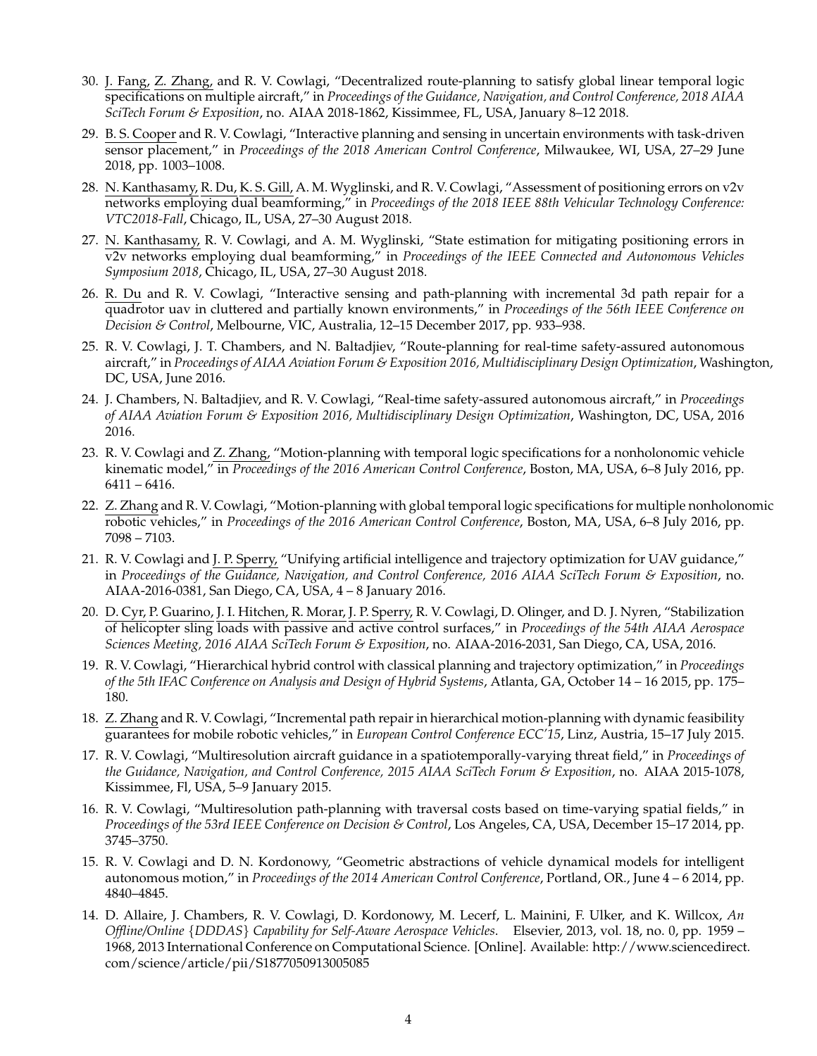30. J. Fang, Z. Zhang, and R. V. Cowlagi, "Decentralized route-planning to satisfy global linear temporal logic specifications on multiple aircraft," in *Proceedings of the Guidance, Navigation, and Control Conference, 2018 AIAA SciTech Forum & Exposition*, no. AIAA 2018-1862, Kissimmee, FL, USA, January 8–12 2018.

29. B. S. Cooper and R. V. Cowlagi, "Interactive planning and sensing in uncertain environments with task-driven sensor placement," in *Proceedings of the 2018 American Control Conference*, Milwaukee, WI, USA, 27–29 June 2018, pp. 1003–1008.

28. N. Kanthasamy, R. Du, K. S. Gill, A. M. Wyglinski, and R. V. Cowlagi, "Assessment of positioning errors on v2v networks employing dual beamforming," in *Proceedings of the 2018 IEEE 88th Vehicular Technology Conference: VTC2018-Fall*, Chicago, IL, USA, 27–30 August 2018.

27. N. Kanthasamy, R. V. Cowlagi, and A. M. Wyglinski, "State estimation for mitigating positioning errors in v2v networks employing dual beamforming," in *Proceedings of the IEEE Connected and Autonomous Vehicles Symposium 2018*, Chicago, IL, USA, 27–30 August 2018.

26. R. Du and R. V. Cowlagi, "Interactive sensing and path-planning with incremental 3d path repair for a quadrotor uav in cluttered and partially known environments," in *Proceedings of the 56th IEEE Conference on Decision & Control*, Melbourne, VIC, Australia, 12–15 December 2017, pp. 933–938.

25. R. V. Cowlagi, J. T. Chambers, and N. Baltadjiev, "Route-planning for real-time safety-assured autonomous aircraft," in *Proceedings of AIAA Aviation Forum & Exposition 2016, Multidisciplinary Design Optimization*, Washington, DC, USA, June 2016.

24. J. Chambers, N. Baltadjiev, and R. V. Cowlagi, "Real-time safety-assured autonomous aircraft," in *Proceedings of AIAA Aviation Forum & Exposition 2016, Multidisciplinary Design Optimization*, Washington, DC, USA, 2016 2016.

23. R. V. Cowlagi and Z. Zhang, "Motion-planning with temporal logic specifications for a nonholonomic vehicle kinematic model," in *Proceedings of the 2016 American Control Conference*, Boston, MA, USA, 6–8 July 2016, pp. 6411 – 6416.

22. Z. Zhang and R. V. Cowlagi, "Motion-planning with global temporal logic specifications for multiple nonholonomic robotic vehicles," in *Proceedings of the 2016 American Control Conference*, Boston, MA, USA, 6–8 July 2016, pp. 7098 – 7103.

21. R. V. Cowlagi and J. P. Sperry, "Unifying artificial intelligence and trajectory optimization for UAV guidance," in *Proceedings of the Guidance, Navigation, and Control Conference, 2016 AIAA SciTech Forum & Exposition*, no. AIAA-2016-0381, San Diego, CA, USA, 4 – 8 January 2016.

20. D. Cyr, P. Guarino, J. I. Hitchen, R. Morar, J. P. Sperry, R. V. Cowlagi, D. Olinger, and D. J. Nyren, "Stabilization of helicopter sling loads with passive and active control surfaces," in *Proceedings of the 54th AIAA Aerospace Sciences Meeting, 2016 AIAA SciTech Forum & Exposition*, no. AIAA-2016-2031, San Diego, CA, USA, 2016.

19. R. V. Cowlagi, "Hierarchical hybrid control with classical planning and trajectory optimization," in *Proceedings of the 5th IFAC Conference on Analysis and Design of Hybrid Systems*, Atlanta, GA, October 14 – 16 2015, pp. 175–180.

18. Z. Zhang and R. V. Cowlagi, "Incremental path repair in hierarchical motion-planning with dynamic feasibility guarantees for mobile robotic vehicles," in *European Control Conference ECC'15*, Linz, Austria, 15–17 July 2015.

17. R. V. Cowlagi, "Multiresolution aircraft guidance in a spatiotemporally-varying threat field," in *Proceedings of the Guidance, Navigation, and Control Conference, 2015 AIAA SciTech Forum & Exposition*, no. AIAA 2015-1078, Kissimmee, Fl, USA, 5–9 January 2015.

16. R. V. Cowlagi, "Multiresolution path-planning with traversal costs based on time-varying spatial fields," in *Proceedings of the 53rd IEEE Conference on Decision & Control*, Los Angeles, CA, USA, December 15–17 2014, pp. 3745–3750.

15. R. V. Cowlagi and D. N. Kordonowy, "Geometric abstractions of vehicle dynamical models for intelligent autonomous motion," in *Proceedings of the 2014 American Control Conference*, Portland, OR., June 4 – 6 2014, pp. 4840–4845.

14. D. Allaire, J. Chambers, R. V. Cowlagi, D. Kordonowy, M. Lecerf, L. Mainini, F. Ulker, and K. Willcox, *An Offline/Online {DDDAS} Capability for Self-Aware Aerospace Vehicles*. Elsevier, 2013, vol. 18, no. 0, pp. 1959 – 1968, 2013 International Conference on Computational Science. [Online]. Available: http://www.sciencedirect.com/science/article/pii/S1877050913005085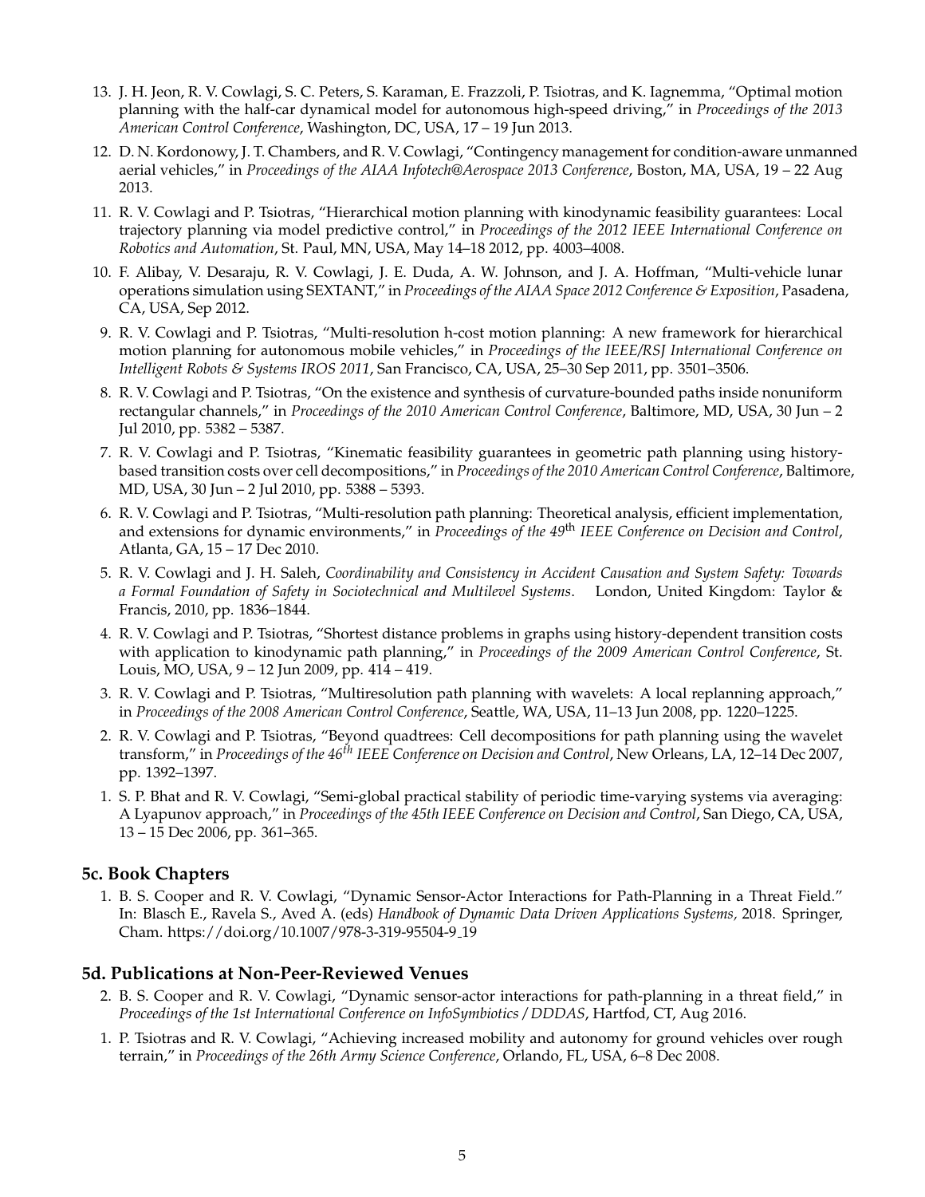13. J. H. Jeon, R. V. Cowlagi, S. C. Peters, S. Karaman, E. Frazzoli, P. Tsiotras, and K. Iagnemma, "Optimal motion planning with the half-car dynamical model for autonomous high-speed driving," in *Proceedings of the 2013 American Control Conference*, Washington, DC, USA, 17 – 19 Jun 2013.

12. D. N. Kordonowy, J. T. Chambers, and R. V. Cowlagi, "Contingency management for condition-aware unmanned aerial vehicles," in *Proceedings of the AIAA Infotech@Aerospace 2013 Conference*, Boston, MA, USA, 19 – 22 Aug 2013.

11. R. V. Cowlagi and P. Tsiotras, "Hierarchical motion planning with kinodynamic feasibility guarantees: Local trajectory planning via model predictive control," in *Proceedings of the 2012 IEEE International Conference on Robotics and Automation*, St. Paul, MN, USA, May 14–18 2012, pp. 4003–4008.

10. F. Alibay, V. Desaraju, R. V. Cowlagi, J. E. Duda, A. W. Johnson, and J. A. Hoffman, "Multi-vehicle lunar operations simulation using SEXTANT," in *Proceedings of the AIAA Space 2012 Conference & Exposition*, Pasadena, CA, USA, Sep 2012.

9. R. V. Cowlagi and P. Tsiotras, "Multi-resolution h-cost motion planning: A new framework for hierarchical motion planning for autonomous mobile vehicles," in *Proceedings of the IEEE/RSJ International Conference on Intelligent Robots & Systems IROS 2011*, San Francisco, CA, USA, 25–30 Sep 2011, pp. 3501–3506.

8. R. V. Cowlagi and P. Tsiotras, "On the existence and synthesis of curvature-bounded paths inside nonuniform rectangular channels," in *Proceedings of the 2010 American Control Conference*, Baltimore, MD, USA, 30 Jun – 2 Jul 2010, pp. 5382 – 5387.

7. R. V. Cowlagi and P. Tsiotras, "Kinematic feasibility guarantees in geometric path planning using history-based transition costs over cell decompositions," in *Proceedings of the 2010 American Control Conference*, Baltimore, MD, USA, 30 Jun – 2 Jul 2010, pp. 5388 – 5393.

6. R. V. Cowlagi and P. Tsiotras, "Multi-resolution path planning: Theoretical analysis, efficient implementation, and extensions for dynamic environments," in *Proceedings of the 49th IEEE Conference on Decision and Control*, Atlanta, GA, 15 – 17 Dec 2010.

5. R. V. Cowlagi and J. H. Saleh, *Coordinability and Consistency in Accident Causation and System Safety: Towards a Formal Foundation of Safety in Sociotechnical and Multilevel Systems*. London, United Kingdom: Taylor & Francis, 2010, pp. 1836–1844.

4. R. V. Cowlagi and P. Tsiotras, "Shortest distance problems in graphs using history-dependent transition costs with application to kinodynamic path planning," in *Proceedings of the 2009 American Control Conference*, St. Louis, MO, USA, 9 – 12 Jun 2009, pp. 414 – 419.

3. R. V. Cowlagi and P. Tsiotras, "Multiresolution path planning with wavelets: A local replanning approach," in *Proceedings of the 2008 American Control Conference*, Seattle, WA, USA, 11–13 Jun 2008, pp. 1220–1225.

2. R. V. Cowlagi and P. Tsiotras, "Beyond quadtrees: Cell decompositions for path planning using the wavelet transform," in *Proceedings of the 46th IEEE Conference on Decision and Control*, New Orleans, LA, 12–14 Dec 2007, pp. 1392–1397.

1. S. P. Bhat and R. V. Cowlagi, "Semi-global practical stability of periodic time-varying systems via averaging: A Lyapunov approach," in *Proceedings of the 45th IEEE Conference on Decision and Control*, San Diego, CA, USA, 13 – 15 Dec 2006, pp. 361–365.

## 5c. Book Chapters

1. B. S. Cooper and R. V. Cowlagi, "Dynamic Sensor-Actor Interactions for Path-Planning in a Threat Field." In: Blasch E., Ravela S., Aved A. (eds) *Handbook of Dynamic Data Driven Applications Systems,* 2018. Springer, Cham. https://doi.org/10.1007/978-3-319-95504-9_19

## 5d. Publications at Non-Peer-Reviewed Venues

2. B. S. Cooper and R. V. Cowlagi, "Dynamic sensor-actor interactions for path-planning in a threat field," in *Proceedings of the 1st International Conference on InfoSymbiotics / DDDAS*, Hartfod, CT, Aug 2016.

1. P. Tsiotras and R. V. Cowlagi, "Achieving increased mobility and autonomy for ground vehicles over rough terrain," in *Proceedings of the 26th Army Science Conference*, Orlando, FL, USA, 6–8 Dec 2008.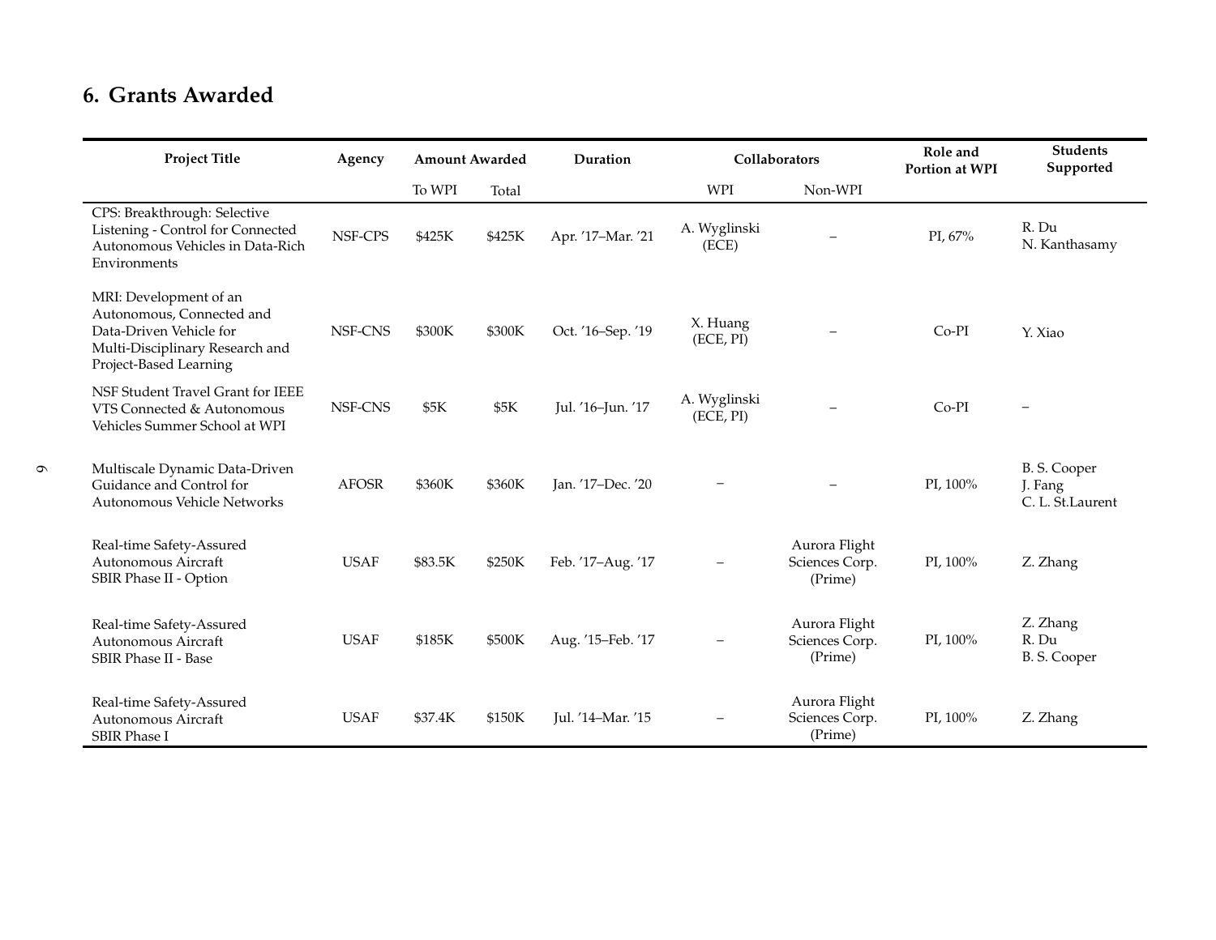## 6. Grants Awarded

| Project Title | Agency | Amount Awarded | | Duration | Collaborators | | Role and Portion at WPI | Students Supported |
|---|---|---|---|---|---|---|---|---|
| | | To WPI | Total | | WPI | Non-WPI | | |
| CPS: Breakthrough: Selective Listening - Control for Connected Autonomous Vehicles in Data-Rich Environments | NSF-CPS | $425K | $425K | Apr. ’17–Mar. ’21 | A. Wyglinski (ECE) | – | PI, 67% | R. Du<br>N. Kanthasamy |
| MRI: Development of an Autonomous, Connected and Data-Driven Vehicle for Multi-Disciplinary Research and Project-Based Learning | NSF-CNS | $300K | $300K | Oct. ’16–Sep. ’19 | X. Huang (ECE, PI) | – | Co-PI | Y. Xiao |
| NSF Student Travel Grant for IEEE VTS Connected & Autonomous Vehicles Summer School at WPI | NSF-CNS | $5K | $5K | Jul. ’16–Jun. ’17 | A. Wyglinski (ECE, PI) | – | Co-PI | – |
| Multiscale Dynamic Data-Driven Guidance and Control for Autonomous Vehicle Networks | AFOSR | $360K | $360K | Jan. ’17–Dec. ’20 | – | – | PI, 100% | B. S. Cooper<br>J. Fang<br>C. L. St.Laurent |
| Real-time Safety-Assured Autonomous Aircraft SBIR Phase II - Option | USAF | $83.5K | $250K | Feb. ’17–Aug. ’17 | – | Aurora Flight Sciences Corp. (Prime) | PI, 100% | Z. Zhang |
| Real-time Safety-Assured Autonomous Aircraft SBIR Phase II - Base | USAF | $185K | $500K | Aug. ’15–Feb. ’17 | – | Aurora Flight Sciences Corp. (Prime) | PI, 100% | Z. Zhang<br>R. Du<br>B. S. Cooper |
| Real-time Safety-Assured Autonomous Aircraft SBIR Phase I | USAF | $37.4K | $150K | Jul. ’14–Mar. ’15 | – | Aurora Flight Sciences Corp. (Prime) | PI, 100% | Z. Zhang |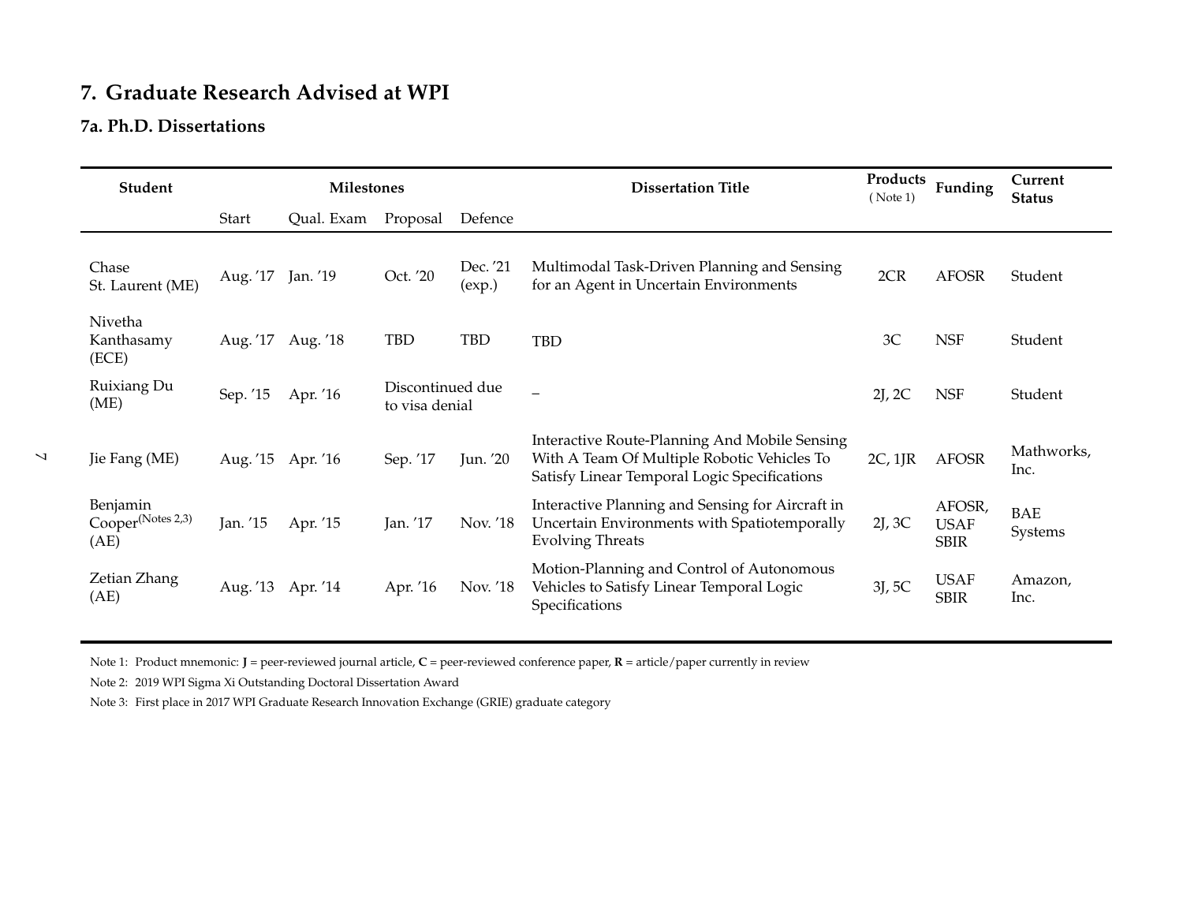## 7. Graduate Research Advised at WPI

### 7a. Ph.D. Dissertations

| Student | Milestones | | | | Dissertation Title | Products (Note 1) | Funding | Current Status |
|---|---|---|---|---|---|---|---|---|
| | Start | Qual. Exam | Proposal | Defence | | | | |
| Chase St. Laurent (ME) | Aug. ’17 | Jan. ’19 | Oct. ’20 | Dec. ’21 (exp.) | Multimodal Task-Driven Planning and Sensing for an Agent in Uncertain Environments | 2CR | AFOSR | Student |
| Nivetha Kanthasamy (ECE) | Aug. ’17 | Aug. ’18 | TBD | TBD | TBD | 3C | NSF | Student |
| Ruixiang Du (ME) | Sep. ’15 | Apr. ’16 | Discontinued due to visa denial | | – | 2J, 2C | NSF | Student |
| Jie Fang (ME) | Aug. ’15 | Apr. ’16 | Sep. ’17 | Jun. ’20 | Interactive Route-Planning And Mobile Sensing With A Team Of Multiple Robotic Vehicles To Satisfy Linear Temporal Logic Specifications | 2C, 1JR | AFOSR | Mathworks, Inc. |
| Benjamin Cooper (Notes 2,3) (AE) | Jan. ’15 | Apr. ’15 | Jan. ’17 | Nov. ’18 | Interactive Planning and Sensing for Aircraft in Uncertain Environments with Spatiotemporally Evolving Threats | 2J, 3C | AFOSR, USAF SBIR | BAE Systems |
| Zetian Zhang (AE) | Aug. ’13 | Apr. ’14 | Apr. ’16 | Nov. ’18 | Motion-Planning and Control of Autonomous Vehicles to Satisfy Linear Temporal Logic Specifications | 3J, 5C | USAF SBIR | Amazon, Inc. |

Note 1: Product mnemonic: **J** = peer-reviewed journal article, **C** = peer-reviewed conference paper, **R** = article/paper currently in review

Note 2: 2019 WPI Sigma Xi Outstanding Doctoral Dissertation Award

Note 3: First place in 2017 WPI Graduate Research Innovation Exchange (GRIE) graduate category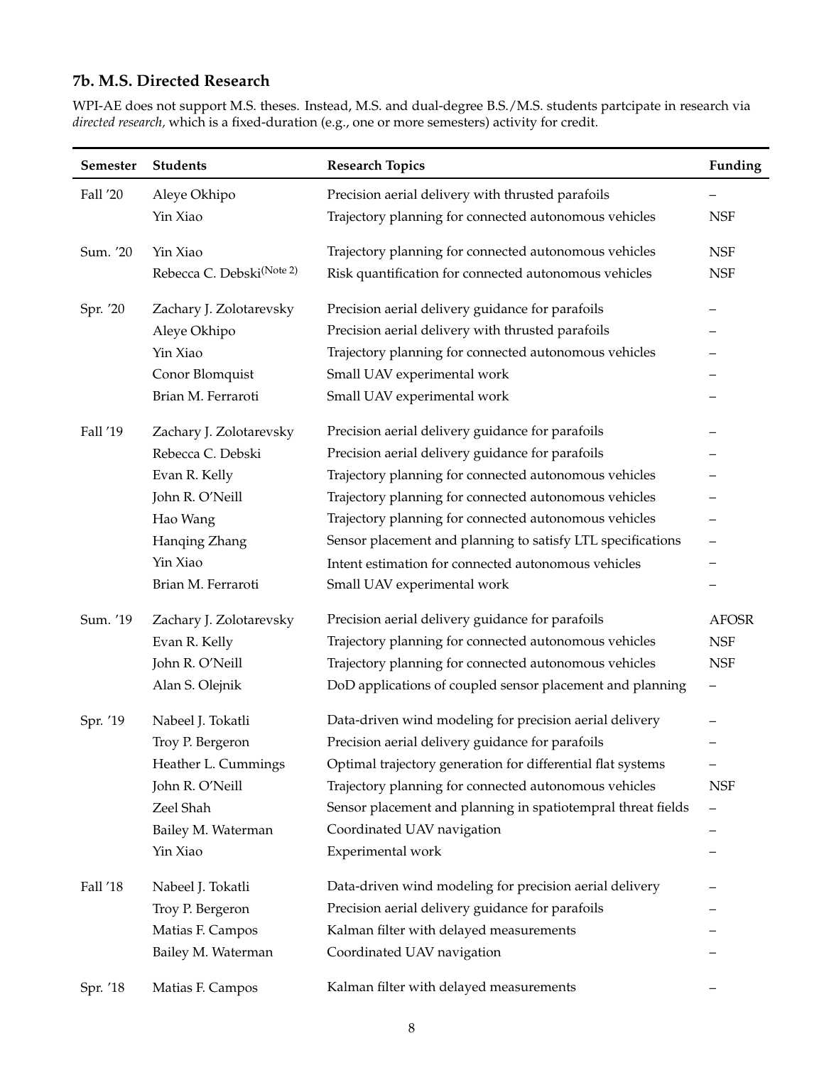### 7b. M.S. Directed Research

WPI-AE does not support M.S. theses. Instead, M.S. and dual-degree B.S./M.S. students partcipate in research via *directed research,* which is a fixed-duration (e.g., one or more semesters) activity for credit.

| Semester | Students | Research Topics | Funding |
|---|---|---|---|
| Fall '20 | Aleye Okhipo | Precision aerial delivery with thrusted parafoils | – |
| | Yin Xiao | Trajectory planning for connected autonomous vehicles | NSF |
| Sum. '20 | Yin Xiao | Trajectory planning for connected autonomous vehicles | NSF |
| | Rebecca C. Debski(Note 2) | Risk quantification for connected autonomous vehicles | NSF |
| Spr. '20 | Zachary J. Zolotarevsky | Precision aerial delivery guidance for parafoils | – |
| | Aleye Okhipo | Precision aerial delivery with thrusted parafoils | – |
| | Yin Xiao | Trajectory planning for connected autonomous vehicles | – |
| | Conor Blomquist | Small UAV experimental work | – |
| | Brian M. Ferraroti | Small UAV experimental work | – |
| Fall '19 | Zachary J. Zolotarevsky | Precision aerial delivery guidance for parafoils | – |
| | Rebecca C. Debski | Precision aerial delivery guidance for parafoils | – |
| | Evan R. Kelly | Trajectory planning for connected autonomous vehicles | – |
| | John R. O'Neill | Trajectory planning for connected autonomous vehicles | – |
| | Hao Wang | Trajectory planning for connected autonomous vehicles | – |
| | Hanqing Zhang | Sensor placement and planning to satisfy LTL specifications | – |
| | Yin Xiao | Intent estimation for connected autonomous vehicles | – |
| | Brian M. Ferraroti | Small UAV experimental work | – |
| Sum. '19 | Zachary J. Zolotarevsky | Precision aerial delivery guidance for parafoils | AFOSR |
| | Evan R. Kelly | Trajectory planning for connected autonomous vehicles | NSF |
| | John R. O'Neill | Trajectory planning for connected autonomous vehicles | NSF |
| | Alan S. Olejnik | DoD applications of coupled sensor placement and planning | – |
| Spr. '19 | Nabeel J. Tokatli | Data-driven wind modeling for precision aerial delivery | – |
| | Troy P. Bergeron | Precision aerial delivery guidance for parafoils | – |
| | Heather L. Cummings | Optimal trajectory generation for differential flat systems | – |
| | John R. O'Neill | Trajectory planning for connected autonomous vehicles | NSF |
| | Zeel Shah | Sensor placement and planning in spatiotempral threat fields | – |
| | Bailey M. Waterman | Coordinated UAV navigation | – |
| | Yin Xiao | Experimental work | – |
| Fall '18 | Nabeel J. Tokatli | Data-driven wind modeling for precision aerial delivery | – |
| | Troy P. Bergeron | Precision aerial delivery guidance for parafoils | – |
| | Matias F. Campos | Kalman filter with delayed measurements | – |
| | Bailey M. Waterman | Coordinated UAV navigation | – |
| Spr. '18 | Matias F. Campos | Kalman filter with delayed measurements | – |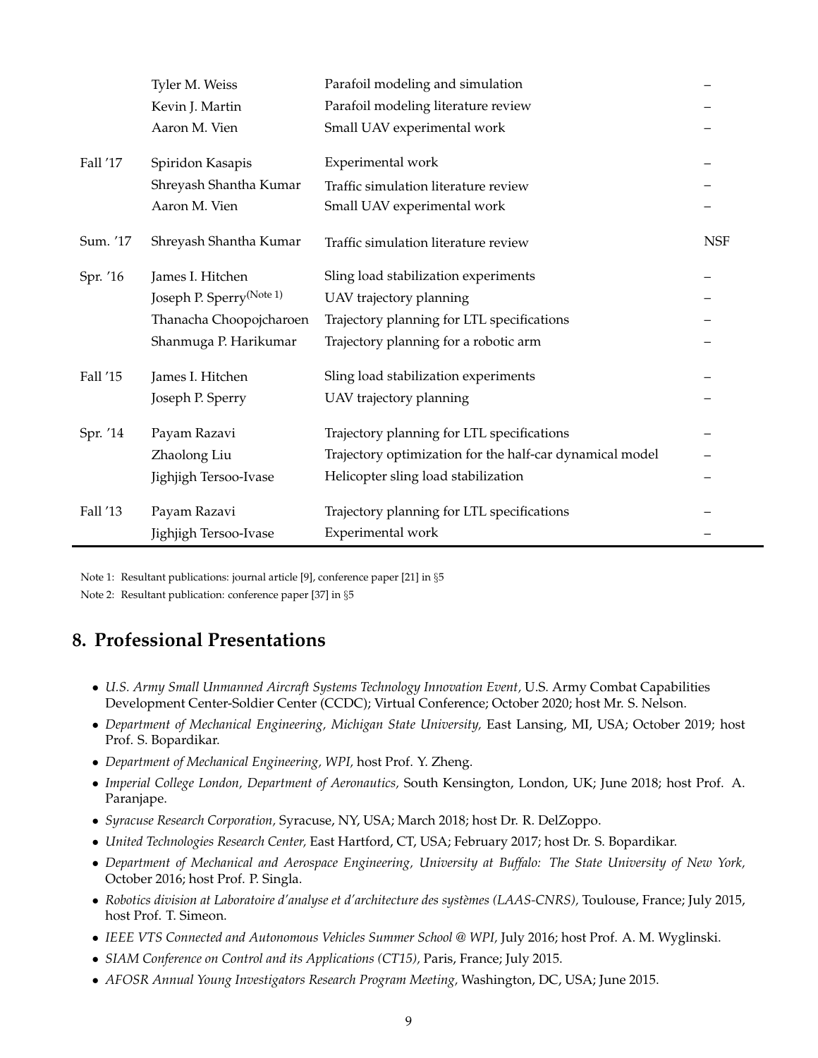| | | | |
|---|---|---|---|
| | Tyler M. Weiss | Parafoil modeling and simulation | – |
| | Kevin J. Martin | Parafoil modeling literature review | – |
| | Aaron M. Vien | Small UAV experimental work | – |
| Fall '17 | Spiridon Kasapis | Experimental work | – |
| | Shreyash Shantha Kumar | Traffic simulation literature review | – |
| | Aaron M. Vien | Small UAV experimental work | – |
| Sum. '17 | Shreyash Shantha Kumar | Traffic simulation literature review | NSF |
| Spr. '16 | James I. Hitchen | Sling load stabilization experiments | – |
| | Joseph P. Sperry(Note 1) | UAV trajectory planning | – |
| | Thanacha Choopojcharoen | Trajectory planning for LTL specifications | – |
| | Shanmuga P. Harikumar | Trajectory planning for a robotic arm | – |
| Fall '15 | James I. Hitchen | Sling load stabilization experiments | – |
| | Joseph P. Sperry | UAV trajectory planning | – |
| Spr. '14 | Payam Razavi | Trajectory planning for LTL specifications | – |
| | Zhaolong Liu | Trajectory optimization for the half-car dynamical model | – |
| | Jighjigh Tersoo-Ivase | Helicopter sling load stabilization | – |
| Fall '13 | Payam Razavi | Trajectory planning for LTL specifications | – |
| | Jighjigh Tersoo-Ivase | Experimental work | – |

Note 1: Resultant publications: journal article [9], conference paper [21] in §5

Note 2: Resultant publication: conference paper [37] in §5

## 8. Professional Presentations

- *U.S. Army Small Unmanned Aircraft Systems Technology Innovation Event*, U.S. Army Combat Capabilities Development Center-Soldier Center (CCDC); Virtual Conference; October 2020; host Mr. S. Nelson.
- *Department of Mechanical Engineering, Michigan State University,* East Lansing, MI, USA; October 2019; host Prof. S. Bopardikar.
- *Department of Mechanical Engineering, WPI,* host Prof. Y. Zheng.
- *Imperial College London, Department of Aeronautics,* South Kensington, London, UK; June 2018; host Prof. A. Paranjape.
- *Syracuse Research Corporation,* Syracuse, NY, USA; March 2018; host Dr. R. DelZoppo.
- *United Technologies Research Center,* East Hartford, CT, USA; February 2017; host Dr. S. Bopardikar.
- *Department of Mechanical and Aerospace Engineering, University at Buffalo: The State University of New York,* October 2016; host Prof. P. Singla.
- *Robotics division at Laboratoire d'analyse et d'architecture des systèmes (LAAS-CNRS),* Toulouse, France; July 2015, host Prof. T. Simeon.
- *IEEE VTS Connected and Autonomous Vehicles Summer School @ WPI,* July 2016; host Prof. A. M. Wyglinski.
- *SIAM Conference on Control and its Applications (CT15),* Paris, France; July 2015.
- *AFOSR Annual Young Investigators Research Program Meeting,* Washington, DC, USA; June 2015.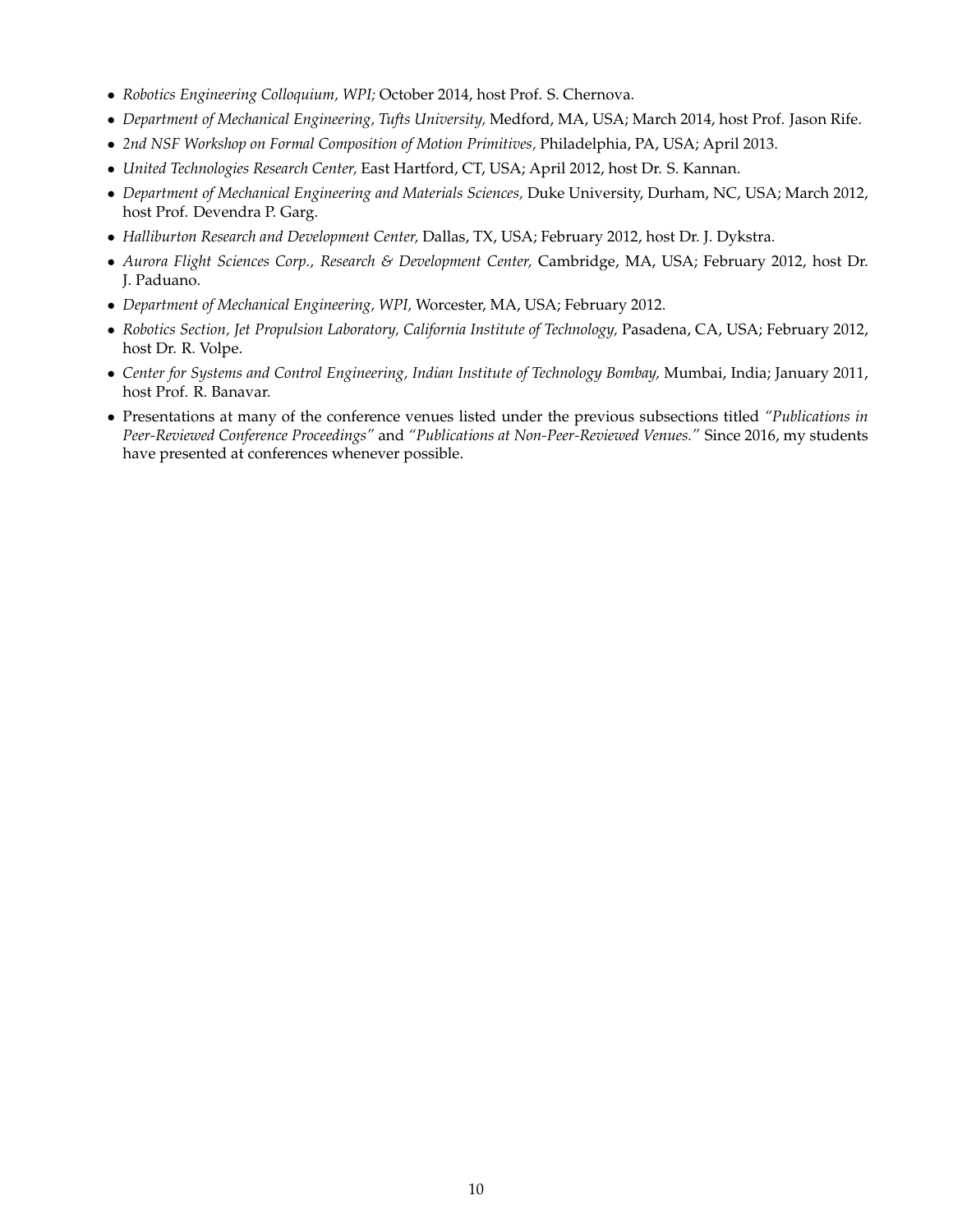- *Robotics Engineering Colloquium, WPI;* October 2014, host Prof. S. Chernova.
- *Department of Mechanical Engineering, Tufts University,* Medford, MA, USA; March 2014, host Prof. Jason Rife.
- *2nd NSF Workshop on Formal Composition of Motion Primitives,* Philadelphia, PA, USA; April 2013.
- *United Technologies Research Center,* East Hartford, CT, USA; April 2012, host Dr. S. Kannan.
- *Department of Mechanical Engineering and Materials Sciences,* Duke University, Durham, NC, USA; March 2012, host Prof. Devendra P. Garg.
- *Halliburton Research and Development Center,* Dallas, TX, USA; February 2012, host Dr. J. Dykstra.
- *Aurora Flight Sciences Corp., Research & Development Center,* Cambridge, MA, USA; February 2012, host Dr. J. Paduano.
- *Department of Mechanical Engineering, WPI,* Worcester, MA, USA; February 2012.
- *Robotics Section, Jet Propulsion Laboratory, California Institute of Technology,* Pasadena, CA, USA; February 2012, host Dr. R. Volpe.
- *Center for Systems and Control Engineering, Indian Institute of Technology Bombay,* Mumbai, India; January 2011, host Prof. R. Banavar.
- Presentations at many of the conference venues listed under the previous subsections titled *"Publications in Peer-Reviewed Conference Proceedings"* and *"Publications at Non-Peer-Reviewed Venues."* Since 2016, my students have presented at conferences whenever possible.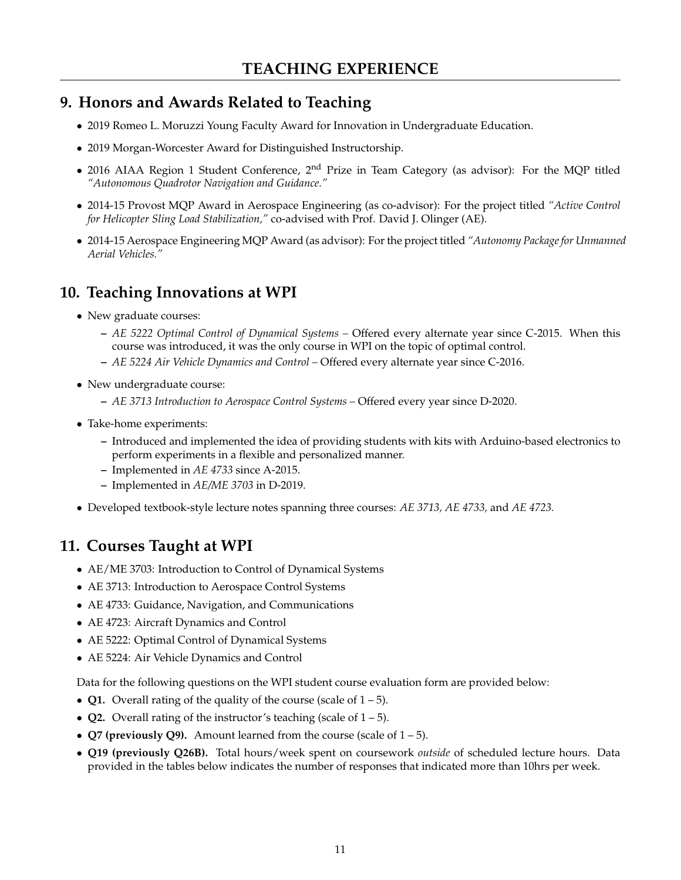# TEACHING EXPERIENCE

## 9. Honors and Awards Related to Teaching

- 2019 Romeo L. Moruzzi Young Faculty Award for Innovation in Undergraduate Education.
- 2019 Morgan-Worcester Award for Distinguished Instructorship.
- 2016 AIAA Region 1 Student Conference, 2$^{nd}$ Prize in Team Category (as advisor): For the MQP titled *"Autonomous Quadrotor Navigation and Guidance."*
- 2014-15 Provost MQP Award in Aerospace Engineering (as co-advisor): For the project titled *"Active Control for Helicopter Sling Load Stabilization,"* co-advised with Prof. David J. Olinger (AE).
- 2014-15 Aerospace Engineering MQP Award (as advisor): For the project titled *"Autonomy Package for Unmanned Aerial Vehicles."*

## 10. Teaching Innovations at WPI

- New graduate courses:
  - *AE 5222 Optimal Control of Dynamical Systems* – Offered every alternate year since C-2015. When this course was introduced, it was the only course in WPI on the topic of optimal control.
  - *AE 5224 Air Vehicle Dynamics and Control* – Offered every alternate year since C-2016.
- New undergraduate course:
  - *AE 3713 Introduction to Aerospace Control Systems* – Offered every year since D-2020.
- Take-home experiments:
  - Introduced and implemented the idea of providing students with kits with Arduino-based electronics to perform experiments in a flexible and personalized manner.
  - Implemented in *AE 4733* since A-2015.
  - Implemented in *AE/ME 3703* in D-2019.
- Developed textbook-style lecture notes spanning three courses: *AE 3713, AE 4733,* and *AE 4723.*

## 11. Courses Taught at WPI

- AE/ME 3703: Introduction to Control of Dynamical Systems
- AE 3713: Introduction to Aerospace Control Systems
- AE 4733: Guidance, Navigation, and Communications
- AE 4723: Aircraft Dynamics and Control
- AE 5222: Optimal Control of Dynamical Systems
- AE 5224: Air Vehicle Dynamics and Control

Data for the following questions on the WPI student course evaluation form are provided below:

- **Q1.** Overall rating of the quality of the course (scale of 1 – 5).
- **Q2.** Overall rating of the instructor's teaching (scale of 1 – 5).
- **Q7 (previously Q9).** Amount learned from the course (scale of 1 – 5).
- **Q19 (previously Q26B).** Total hours/week spent on coursework *outside* of scheduled lecture hours. Data provided in the tables below indicates the number of responses that indicated more than 10hrs per week.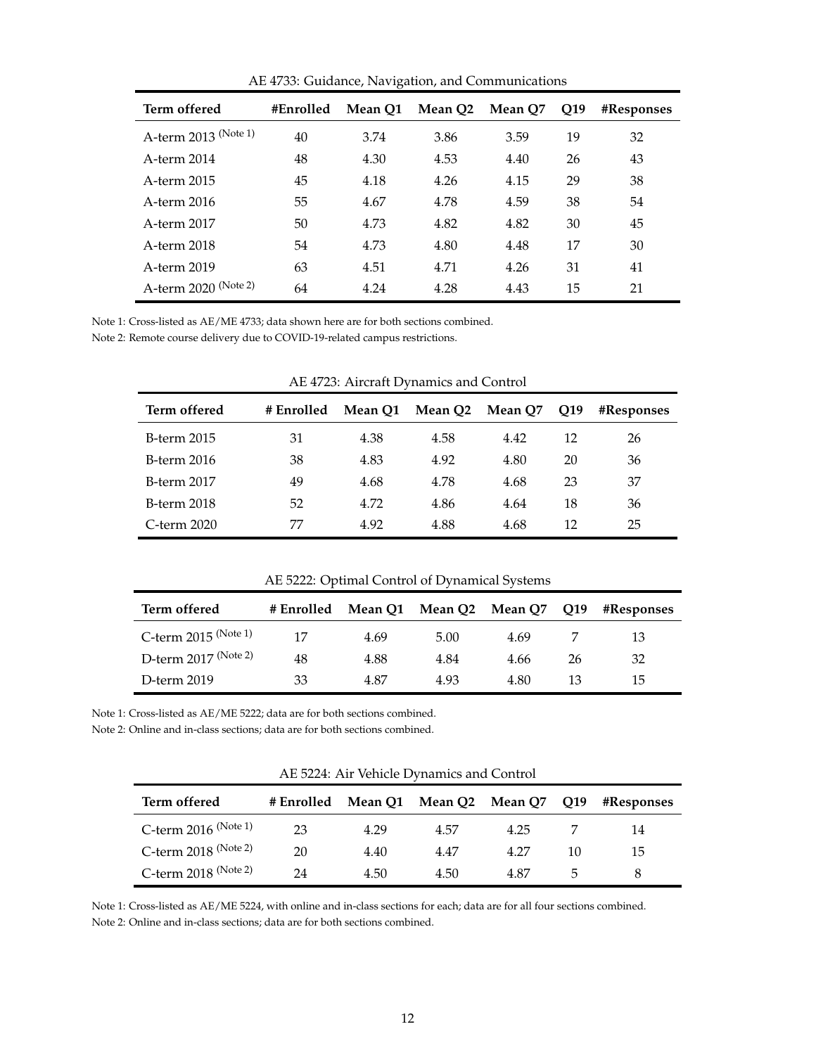AE 4733: Guidance, Navigation, and Communications

| Term offered | #Enrolled | Mean Q1 | Mean Q2 | Mean Q7 | Q19 | #Responses |
|---|---|---|---|---|---|---|
| A-term 2013 (Note 1) | 40 | 3.74 | 3.86 | 3.59 | 19 | 32 |
| A-term 2014 | 48 | 4.30 | 4.53 | 4.40 | 26 | 43 |
| A-term 2015 | 45 | 4.18 | 4.26 | 4.15 | 29 | 38 |
| A-term 2016 | 55 | 4.67 | 4.78 | 4.59 | 38 | 54 |
| A-term 2017 | 50 | 4.73 | 4.82 | 4.82 | 30 | 45 |
| A-term 2018 | 54 | 4.73 | 4.80 | 4.48 | 17 | 30 |
| A-term 2019 | 63 | 4.51 | 4.71 | 4.26 | 31 | 41 |
| A-term 2020 (Note 2) | 64 | 4.24 | 4.28 | 4.43 | 15 | 21 |

Note 1: Cross-listed as AE/ME 4733; data shown here are for both sections combined.

Note 2: Remote course delivery due to COVID-19-related campus restrictions.

AE 4723: Aircraft Dynamics and Control

| Term offered | # Enrolled | Mean Q1 | Mean Q2 | Mean Q7 | Q19 | #Responses |
|---|---|---|---|---|---|---|
| B-term 2015 | 31 | 4.38 | 4.58 | 4.42 | 12 | 26 |
| B-term 2016 | 38 | 4.83 | 4.92 | 4.80 | 20 | 36 |
| B-term 2017 | 49 | 4.68 | 4.78 | 4.68 | 23 | 37 |
| B-term 2018 | 52 | 4.72 | 4.86 | 4.64 | 18 | 36 |
| C-term 2020 | 77 | 4.92 | 4.88 | 4.68 | 12 | 25 |

AE 5222: Optimal Control of Dynamical Systems

| Term offered | # Enrolled | Mean Q1 | Mean Q2 | Mean Q7 | Q19 | #Responses |
|---|---|---|---|---|---|---|
| C-term 2015 (Note 1) | 17 | 4.69 | 5.00 | 4.69 | 7 | 13 |
| D-term 2017 (Note 2) | 48 | 4.88 | 4.84 | 4.66 | 26 | 32 |
| D-term 2019 | 33 | 4.87 | 4.93 | 4.80 | 13 | 15 |

Note 1: Cross-listed as AE/ME 5222; data are for both sections combined.

Note 2: Online and in-class sections; data are for both sections combined.

AE 5224: Air Vehicle Dynamics and Control

| Term offered | # Enrolled | Mean Q1 | Mean Q2 | Mean Q7 | Q19 | #Responses |
|---|---|---|---|---|---|---|
| C-term 2016 (Note 1) | 23 | 4.29 | 4.57 | 4.25 | 7 | 14 |
| C-term 2018 (Note 2) | 20 | 4.40 | 4.47 | 4.27 | 10 | 15 |
| C-term 2018 (Note 2) | 24 | 4.50 | 4.50 | 4.87 | 5 | 8 |

Note 1: Cross-listed as AE/ME 5224, with online and in-class sections for each; data are for all four sections combined.

Note 2: Online and in-class sections; data are for both sections combined.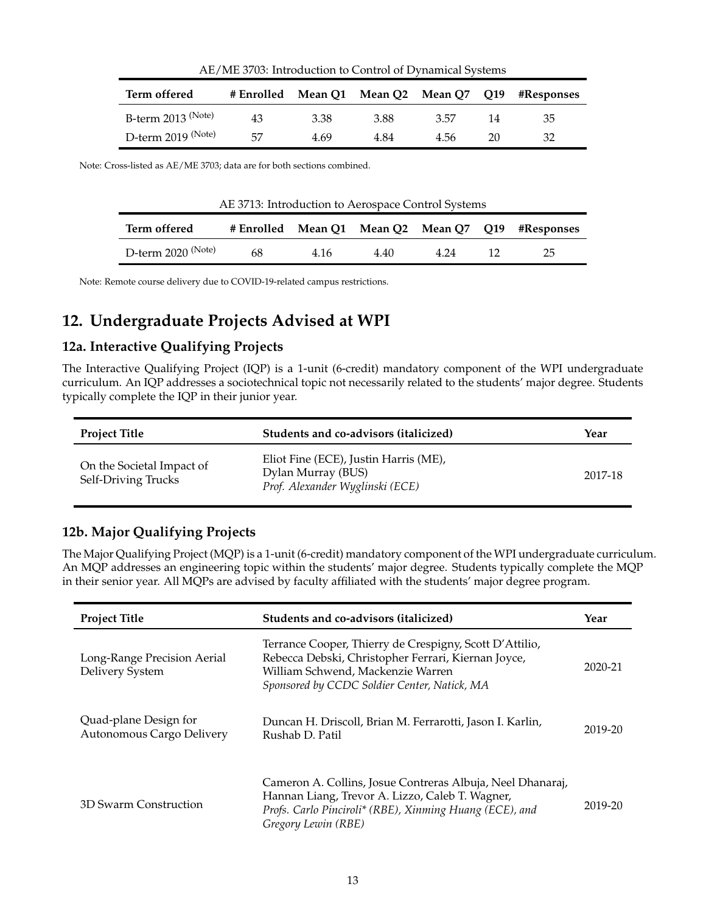AE/ME 3703: Introduction to Control of Dynamical Systems

| Term offered | # Enrolled | Mean Q1 | Mean Q2 | Mean Q7 | Q19 | #Responses |
|---|---|---|---|---|---|---|
| B-term 2013 (Note) | 43 | 3.38 | 3.88 | 3.57 | 14 | 35 |
| D-term 2019 (Note) | 57 | 4.69 | 4.84 | 4.56 | 20 | 32 |

Note: Cross-listed as AE/ME 3703; data are for both sections combined.

AE 3713: Introduction to Aerospace Control Systems

| Term offered | # Enrolled | Mean Q1 | Mean Q2 | Mean Q7 | Q19 | #Responses |
|---|---|---|---|---|---|---|
| D-term 2020 (Note) | 68 | 4.16 | 4.40 | 4.24 | 12 | 25 |

Note: Remote course delivery due to COVID-19-related campus restrictions.

## 12. Undergraduate Projects Advised at WPI

### 12a. Interactive Qualifying Projects

The Interactive Qualifying Project (IQP) is a 1-unit (6-credit) mandatory component of the WPI undergraduate curriculum. An IQP addresses a sociotechnical topic not necessarily related to the students' major degree. Students typically complete the IQP in their junior year.

| Project Title | Students and co-advisors (italicized) | Year |
|---|---|---|
| On the Societal Impact of Self-Driving Trucks | Eliot Fine (ECE), Justin Harris (ME), Dylan Murray (BUS) *Prof. Alexander Wyglinski (ECE)* | 2017-18 |

### 12b. Major Qualifying Projects

The Major Qualifying Project (MQP) is a 1-unit (6-credit) mandatory component of the WPI undergraduate curriculum. An MQP addresses an engineering topic within the students' major degree. Students typically complete the MQP in their senior year. All MQPs are advised by faculty affiliated with the students' major degree program.

| Project Title | Students and co-advisors (italicized) | Year |
|---|---|---|
| Long-Range Precision Aerial Delivery System | Terrance Cooper, Thierry de Crespigny, Scott D'Attilio, Rebecca Debski, Christopher Ferrari, Kiernan Joyce, William Schwend, Mackenzie Warren *Sponsored by CCDC Soldier Center, Natick, MA* | 2020-21 |
| Quad-plane Design for Autonomous Cargo Delivery | Duncan H. Driscoll, Brian M. Ferrarotti, Jason I. Karlin, Rushab D. Patil | 2019-20 |
| 3D Swarm Construction | Cameron A. Collins, Josue Contreras Albuja, Neel Dhanaraj, Hannan Liang, Trevor A. Lizzo, Caleb T. Wagner, *Profs. Carlo Pinciroli\* (RBE), Xinming Huang (ECE), and Gregory Lewin (RBE)* | 2019-20 |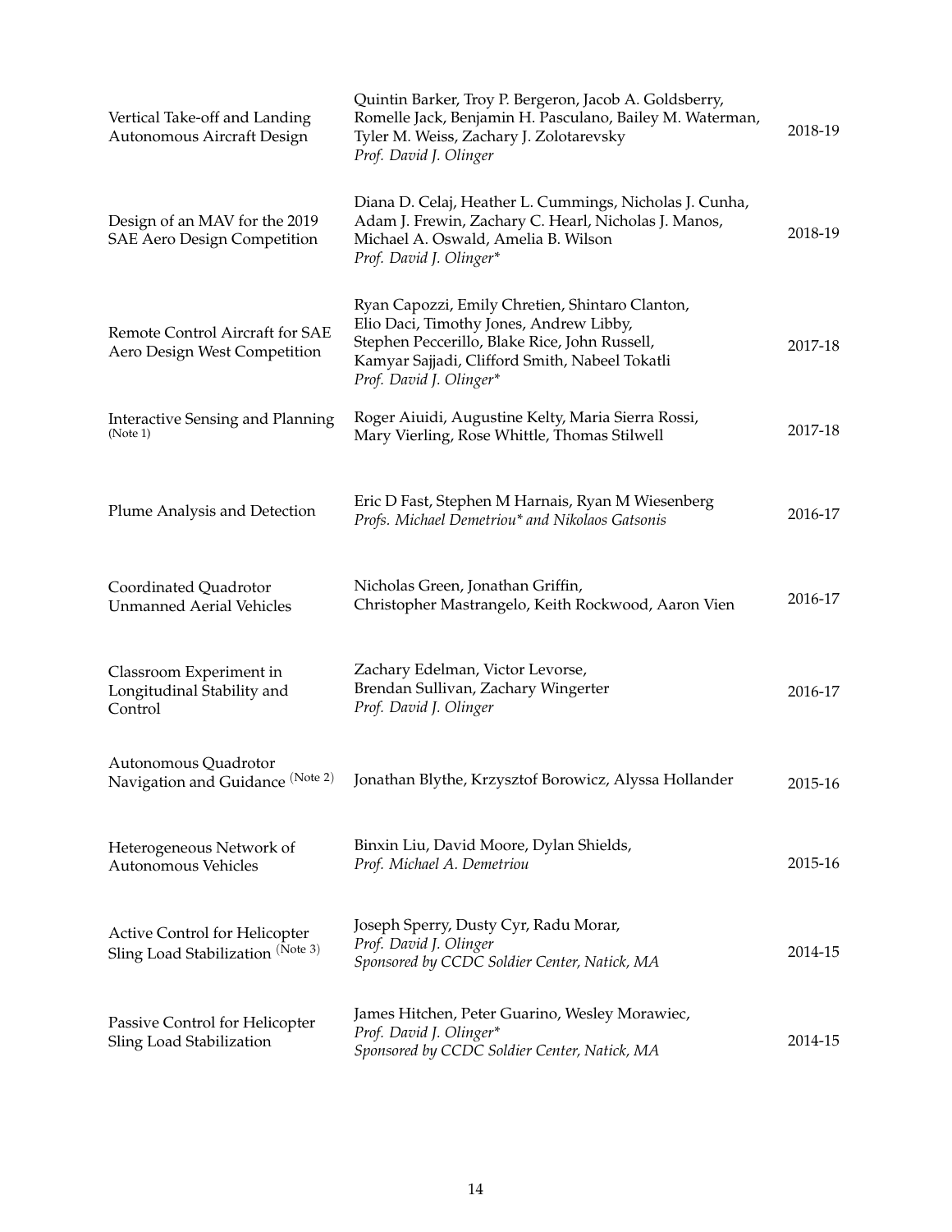| | | |
|---|---|---|
| Vertical Take-off and Landing Autonomous Aircraft Design | Quintin Barker, Troy P. Bergeron, Jacob A. Goldsberry, Romelle Jack, Benjamin H. Pasculano, Bailey M. Waterman, Tyler M. Weiss, Zachary J. Zolotarevsky<br>*Prof. David J. Olinger* | 2018-19 |
| Design of an MAV for the 2019 SAE Aero Design Competition | Diana D. Celaj, Heather L. Cummings, Nicholas J. Cunha, Adam J. Frewin, Zachary C. Hearl, Nicholas J. Manos, Michael A. Oswald, Amelia B. Wilson<br>*Prof. David J. Olinger** | 2018-19 |
| Remote Control Aircraft for SAE Aero Design West Competition | Ryan Capozzi, Emily Chretien, Shintaro Clanton, Elio Daci, Timothy Jones, Andrew Libby, Stephen Peccerillo, Blake Rice, John Russell, Kamyar Sajjadi, Clifford Smith, Nabeel Tokatli<br>*Prof. David J. Olinger** | 2017-18 |
| Interactive Sensing and Planning (Note 1) | Roger Aiuidi, Augustine Kelty, Maria Sierra Rossi, Mary Vierling, Rose Whittle, Thomas Stilwell | 2017-18 |
| Plume Analysis and Detection | Eric D Fast, Stephen M Harnais, Ryan M Wiesenberg<br>*Profs. Michael Demetriou* and Nikolaos Gatsonis* | 2016-17 |
| Coordinated Quadrotor Unmanned Aerial Vehicles | Nicholas Green, Jonathan Griffin, Christopher Mastrangelo, Keith Rockwood, Aaron Vien | 2016-17 |
| Classroom Experiment in Longitudinal Stability and Control | Zachary Edelman, Victor Levorse, Brendan Sullivan, Zachary Wingerter<br>*Prof. David J. Olinger* | 2016-17 |
| Autonomous Quadrotor Navigation and Guidance (Note 2) | Jonathan Blythe, Krzysztof Borowicz, Alyssa Hollander | 2015-16 |
| Heterogeneous Network of Autonomous Vehicles | Binxin Liu, David Moore, Dylan Shields,<br>*Prof. Michael A. Demetriou* | 2015-16 |
| Active Control for Helicopter Sling Load Stabilization (Note 3) | Joseph Sperry, Dusty Cyr, Radu Morar,<br>*Prof. David J. Olinger*<br>*Sponsored by CCDC Soldier Center, Natick, MA* | 2014-15 |
| Passive Control for Helicopter Sling Load Stabilization | James Hitchen, Peter Guarino, Wesley Morawiec,<br>*Prof. David J. Olinger**<br>*Sponsored by CCDC Soldier Center, Natick, MA* | 2014-15 |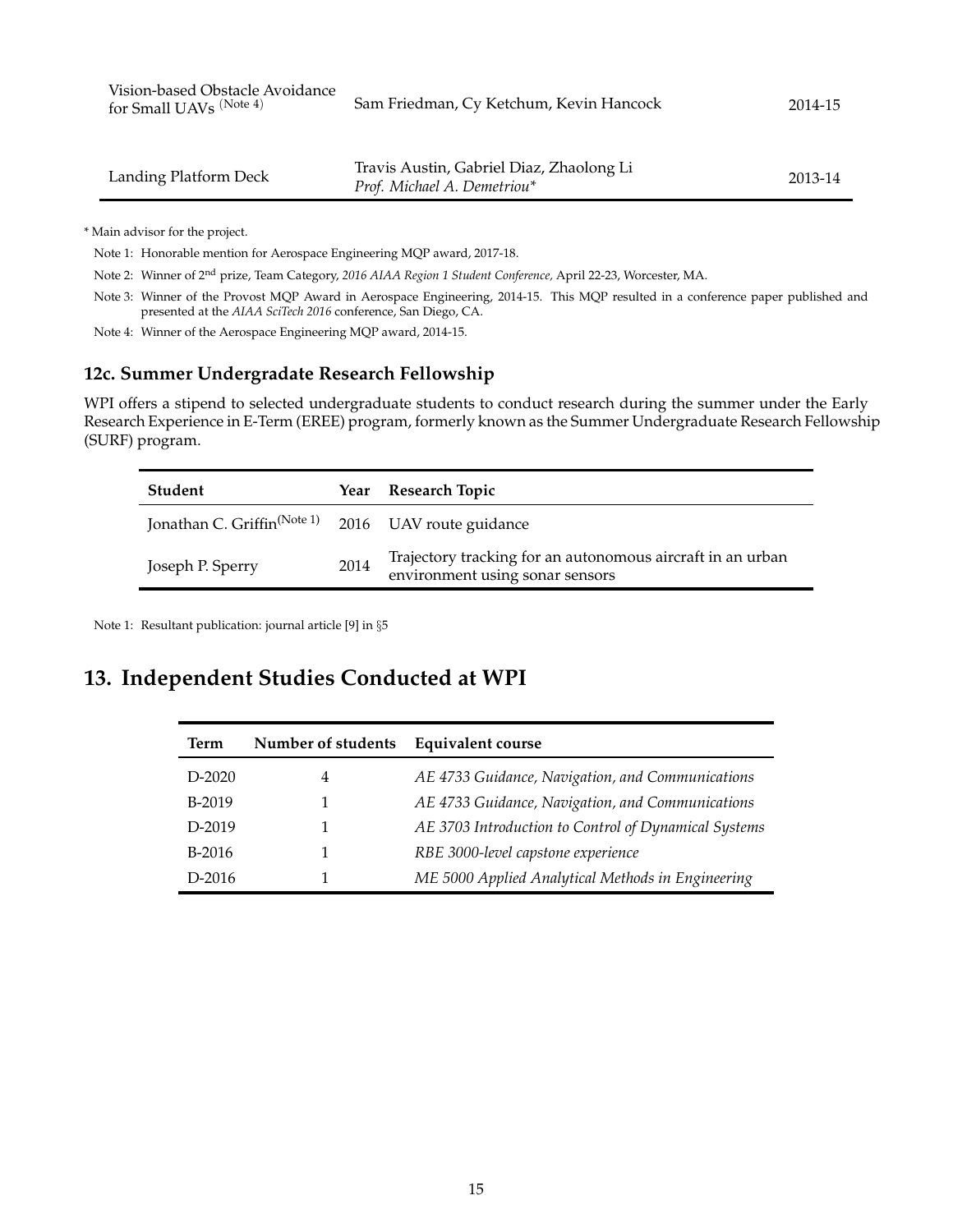| | | |
|---|---|---|
| Vision-based Obstacle Avoidance for Small UAVs (Note 4) | Sam Friedman, Cy Ketchum, Kevin Hancock | 2014-15 |
| Landing Platform Deck | Travis Austin, Gabriel Diaz, Zhaolong Li *Prof. Michael A. Demetriou** | 2013-14 |

* Main advisor for the project.

Note 1: Honorable mention for Aerospace Engineering MQP award, 2017-18.

Note 2: Winner of 2nd prize, Team Category, *2016 AIAA Region 1 Student Conference,* April 22-23, Worcester, MA.

Note 3: Winner of the Provost MQP Award in Aerospace Engineering, 2014-15. This MQP resulted in a conference paper published and presented at the *AIAA SciTech 2016* conference, San Diego, CA.

Note 4: Winner of the Aerospace Engineering MQP award, 2014-15.

### 12c. Summer Undergradate Research Fellowship

WPI offers a stipend to selected undergraduate students to conduct research during the summer under the Early Research Experience in E-Term (EREE) program, formerly known as the Summer Undergraduate Research Fellowship (SURF) program.

| Student | Year | Research Topic |
|---|---|---|
| Jonathan C. Griffin(Note 1) | 2016 | UAV route guidance |
| Joseph P. Sperry | 2014 | Trajectory tracking for an autonomous aircraft in an urban environment using sonar sensors |

Note 1: Resultant publication: journal article [9] in §5

## 13. Independent Studies Conducted at WPI

| Term | Number of students | Equivalent course |
|---|---|---|
| D-2020 | 4 | *AE 4733 Guidance, Navigation, and Communications* |
| B-2019 | 1 | *AE 4733 Guidance, Navigation, and Communications* |
| D-2019 | 1 | *AE 3703 Introduction to Control of Dynamical Systems* |
| B-2016 | 1 | *RBE 3000-level capstone experience* |
| D-2016 | 1 | *ME 5000 Applied Analytical Methods in Engineering* |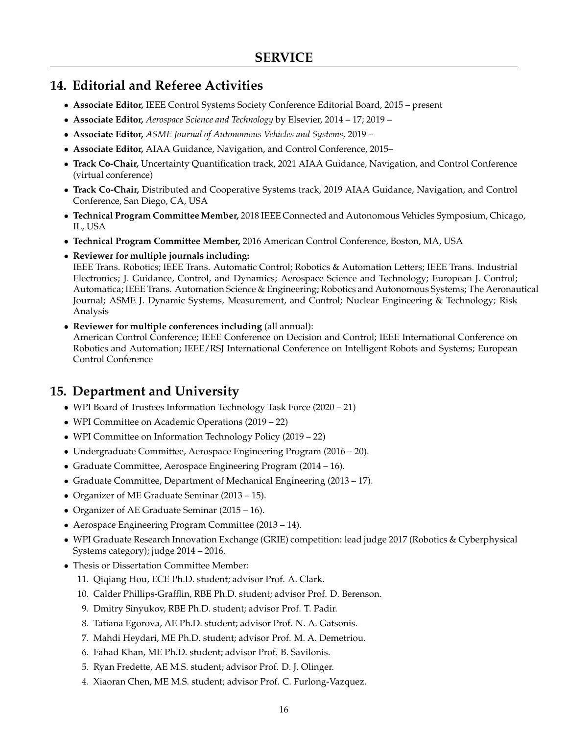# SERVICE

## 14. Editorial and Referee Activities

- **Associate Editor,** IEEE Control Systems Society Conference Editorial Board, 2015 – present
- **Associate Editor,** *Aerospace Science and Technology* by Elsevier, 2014 – 17; 2019 –
- **Associate Editor,** *ASME Journal of Autonomous Vehicles and Systems,* 2019 –
- **Associate Editor,** AIAA Guidance, Navigation, and Control Conference, 2015–
- **Track Co-Chair,** Uncertainty Quantification track, 2021 AIAA Guidance, Navigation, and Control Conference (virtual conference)
- **Track Co-Chair,** Distributed and Cooperative Systems track, 2019 AIAA Guidance, Navigation, and Control Conference, San Diego, CA, USA
- **Technical Program Committee Member,** 2018 IEEE Connected and Autonomous Vehicles Symposium, Chicago, IL, USA
- **Technical Program Committee Member,** 2016 American Control Conference, Boston, MA, USA
- **Reviewer for multiple journals including:**
  IEEE Trans. Robotics; IEEE Trans. Automatic Control; Robotics & Automation Letters; IEEE Trans. Industrial Electronics; J. Guidance, Control, and Dynamics; Aerospace Science and Technology; European J. Control; Automatica; IEEE Trans. Automation Science & Engineering; Robotics and Autonomous Systems; The Aeronautical Journal; ASME J. Dynamic Systems, Measurement, and Control; Nuclear Engineering & Technology; Risk Analysis
- **Reviewer for multiple conferences including** (all annual):
  American Control Conference; IEEE Conference on Decision and Control; IEEE International Conference on Robotics and Automation; IEEE/RSJ International Conference on Intelligent Robots and Systems; European Control Conference

## 15. Department and University

- WPI Board of Trustees Information Technology Task Force (2020 – 21)
- WPI Committee on Academic Operations (2019 – 22)
- WPI Committee on Information Technology Policy (2019 – 22)
- Undergraduate Committee, Aerospace Engineering Program (2016 – 20).
- Graduate Committee, Aerospace Engineering Program (2014 – 16).
- Graduate Committee, Department of Mechanical Engineering (2013 – 17).
- Organizer of ME Graduate Seminar (2013 – 15).
- Organizer of AE Graduate Seminar (2015 – 16).
- Aerospace Engineering Program Committee (2013 – 14).
- WPI Graduate Research Innovation Exchange (GRIE) competition: lead judge 2017 (Robotics & Cyberphysical Systems category); judge 2014 – 2016.
- Thesis or Dissertation Committee Member:
  11. Qiqiang Hou, ECE Ph.D. student; advisor Prof. A. Clark.
  10. Calder Phillips-Grafflin, RBE Ph.D. student; advisor Prof. D. Berenson.
  9. Dmitry Sinyukov, RBE Ph.D. student; advisor Prof. T. Padir.
  8. Tatiana Egorova, AE Ph.D. student; advisor Prof. N. A. Gatsonis.
  7. Mahdi Heydari, ME Ph.D. student; advisor Prof. M. A. Demetriou.
  6. Fahad Khan, ME Ph.D. student; advisor Prof. B. Savilonis.
  5. Ryan Fredette, AE M.S. student; advisor Prof. D. J. Olinger.
  4. Xiaoran Chen, ME M.S. student; advisor Prof. C. Furlong-Vazquez.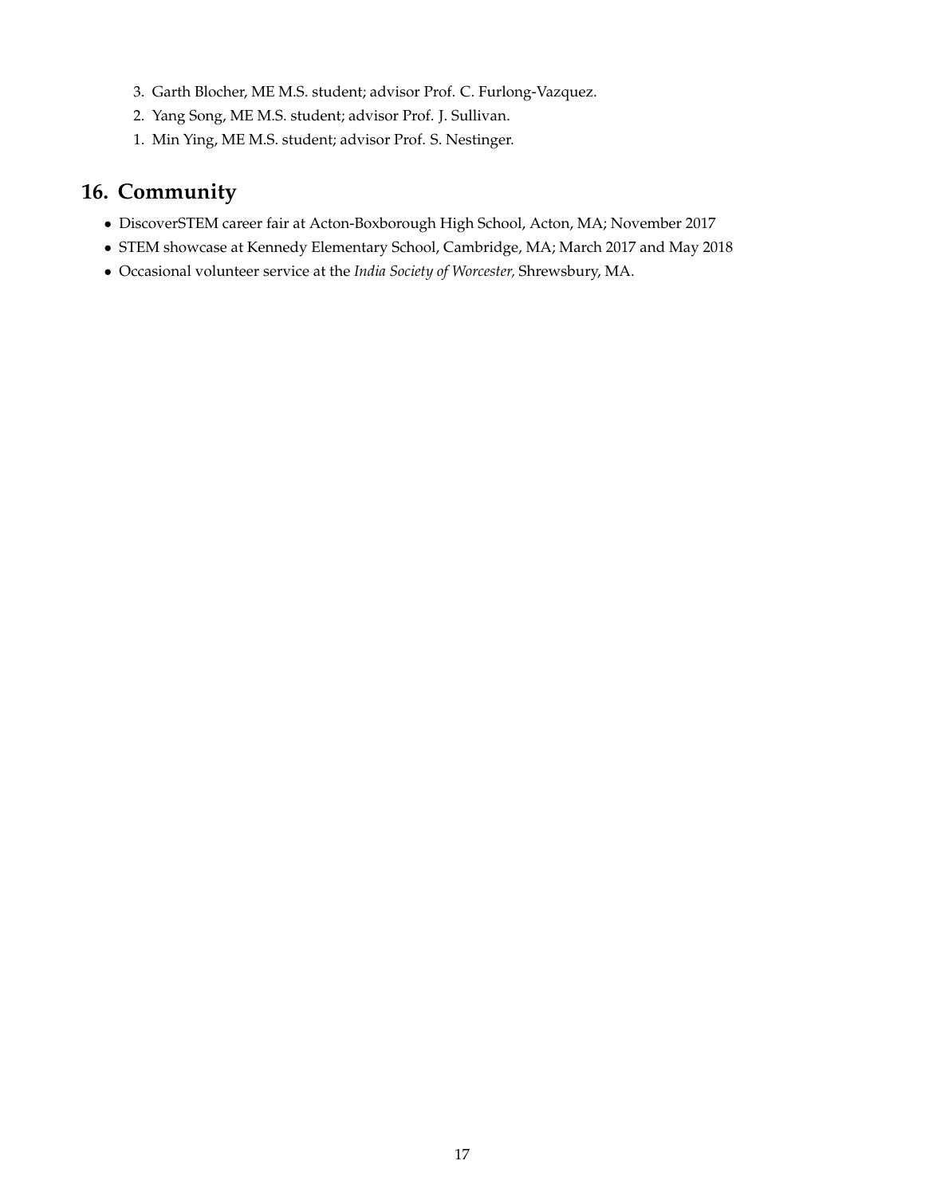3. Garth Blocher, ME M.S. student; advisor Prof. C. Furlong-Vazquez.
2. Yang Song, ME M.S. student; advisor Prof. J. Sullivan.
1. Min Ying, ME M.S. student; advisor Prof. S. Nestinger.

## 16. Community

- DiscoverSTEM career fair at Acton-Boxborough High School, Acton, MA; November 2017
- STEM showcase at Kennedy Elementary School, Cambridge, MA; March 2017 and May 2018
- Occasional volunteer service at the *India Society of Worcester,* Shrewsbury, MA.